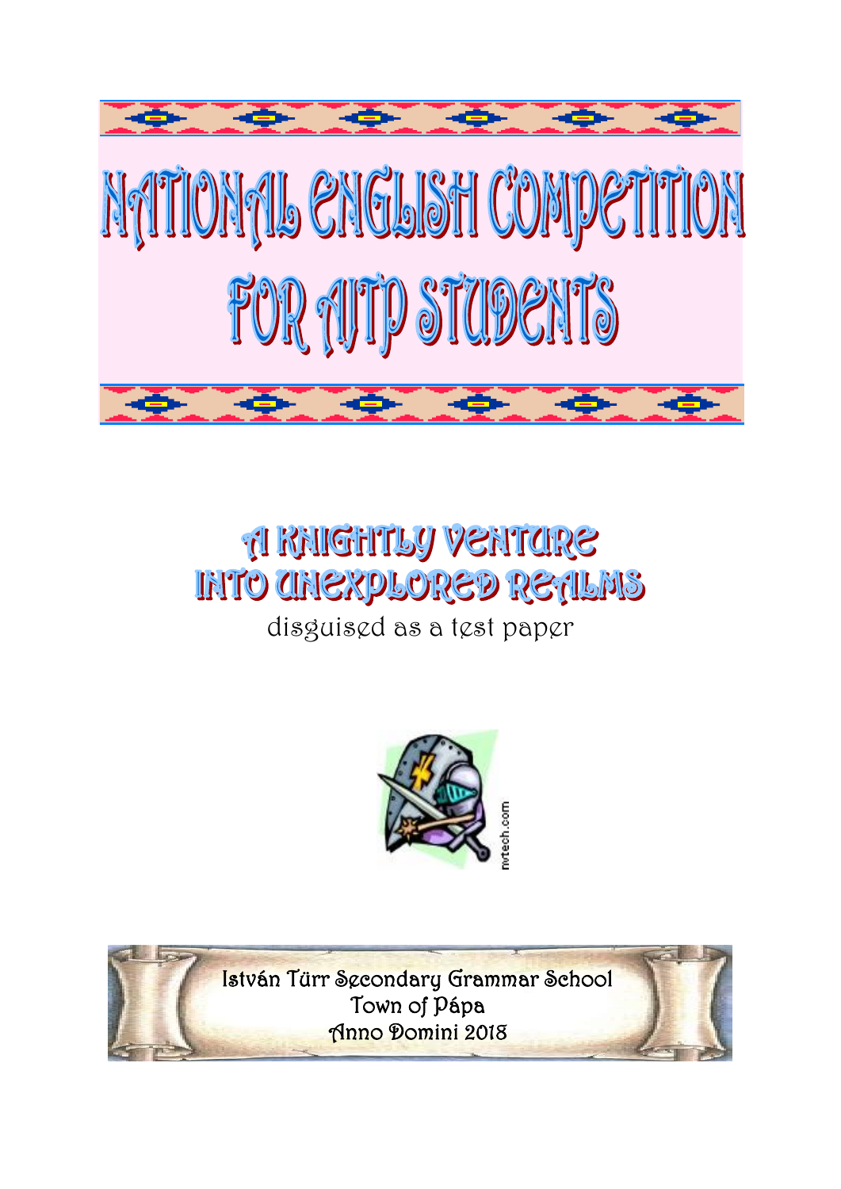# NATIONAL ENGLISH COMPETITION FOR AJTP STUDENTS

## A KNIGHTLY VENTURE INTO UNEXPLORED REALMS

disguised as a test paper

István Türr Secondary Grammar School
Town of Pápa
Anno Domini 2018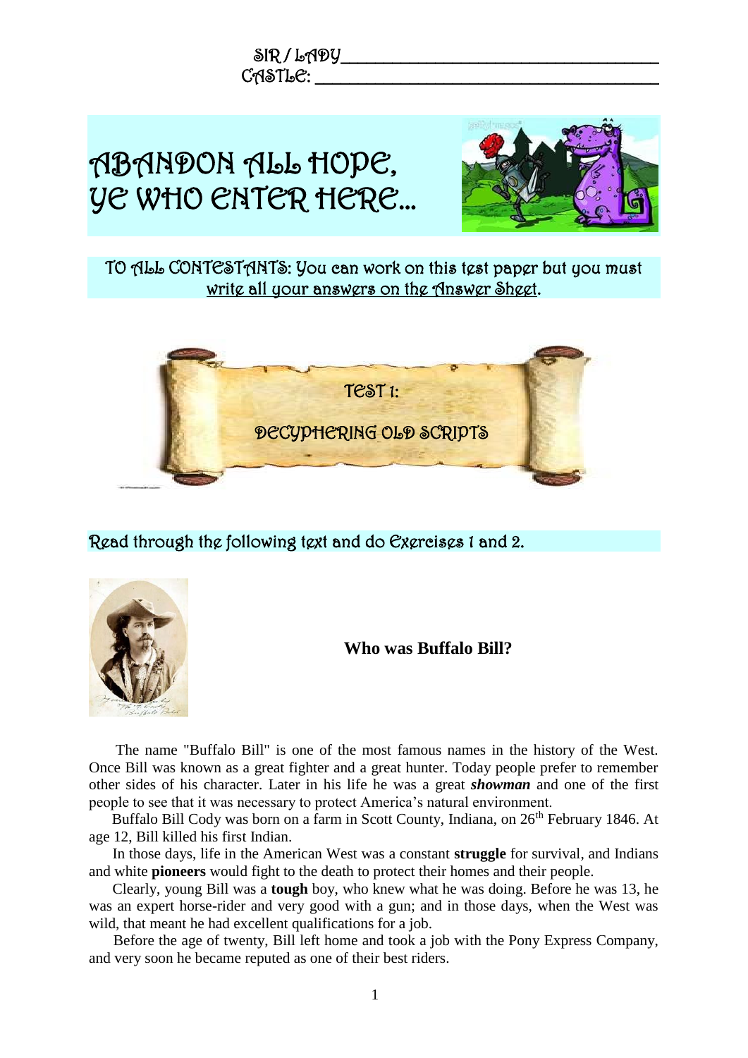SIR / LADY___________________________________

CASTLE: ___________________________________

# ABANDON ALL HOPE, YE WHO ENTER HERE…

TO ALL CONTESTANTS: You can work on this test paper but you must write all your answers on the Answer Sheet.

## TEST 1:

## DECYPHERING OLD SCRIPTS

Read through the following text and do Exercises 1 and 2.

### Who was Buffalo Bill?

The name "Buffalo Bill" is one of the most famous names in the history of the West. Once Bill was known as a great fighter and a great hunter. Today people prefer to remember other sides of his character. Later in his life he was a great ***showman*** and one of the first people to see that it was necessary to protect America's natural environment.

Buffalo Bill Cody was born on a farm in Scott County, Indiana, on 26th February 1846. At age 12, Bill killed his first Indian.

In those days, life in the American West was a constant **struggle** for survival, and Indians and white **pioneers** would fight to the death to protect their homes and their people.

Clearly, young Bill was a **tough** boy, who knew what he was doing. Before he was 13, he was an expert horse-rider and very good with a gun; and in those days, when the West was wild, that meant he had excellent qualifications for a job.

Before the age of twenty, Bill left home and took a job with the Pony Express Company, and very soon he became reputed as one of their best riders.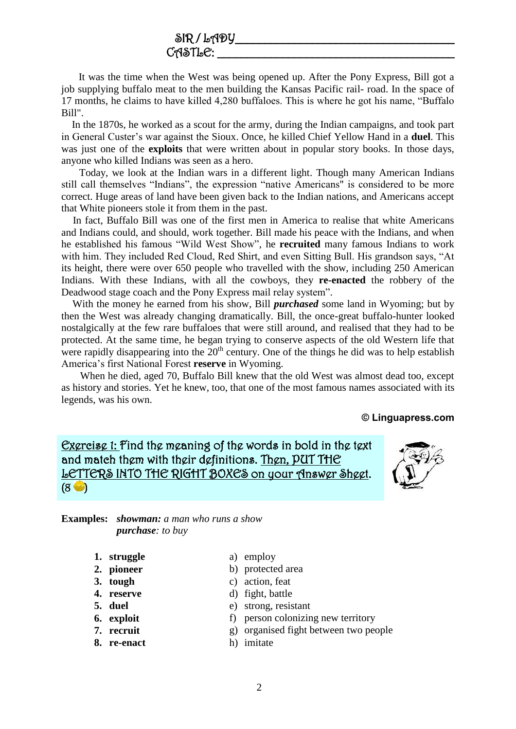SIR / LADY ______________________________
CASTLE: ______________________________

It was the time when the West was being opened up. After the Pony Express, Bill got a job supplying buffalo meat to the men building the Kansas Pacific rail- road. In the space of 17 months, he claims to have killed 4,280 buffaloes. This is where he got his name, "Buffalo Bill".

In the 1870s, he worked as a scout for the army, during the Indian campaigns, and took part in General Custer's war against the Sioux. Once, he killed Chief Yellow Hand in a **duel**. This was just one of the **exploits** that were written about in popular story books. In those days, anyone who killed Indians was seen as a hero.

Today, we look at the Indian wars in a different light. Though many American Indians still call themselves "Indians", the expression "native Americans" is considered to be more correct. Huge areas of land have been given back to the Indian nations, and Americans accept that White pioneers stole it from them in the past.

In fact, Buffalo Bill was one of the first men in America to realise that white Americans and Indians could, and should, work together. Bill made his peace with the Indians, and when he established his famous "Wild West Show", he **recruited** many famous Indians to work with him. They included Red Cloud, Red Shirt, and even Sitting Bull. His grandson says, "At its height, there were over 650 people who travelled with the show, including 250 American Indians. With these Indians, with all the cowboys, they **re-enacted** the robbery of the Deadwood stage coach and the Pony Express mail relay system".

With the money he earned from his show, Bill ***purchased*** some land in Wyoming; but by then the West was already changing dramatically. Bill, the once-great buffalo-hunter looked nostalgically at the few rare buffaloes that were still around, and realised that they had to be protected. At the same time, he began trying to conserve aspects of the old Western life that were rapidly disappearing into the 20th century. One of the things he did was to help establish America's first National Forest **reserve** in Wyoming.

When he died, aged 70, Buffalo Bill knew that the old West was almost dead too, except as history and stories. Yet he knew, too, that one of the most famous names associated with its legends, was his own.

**© Linguapress.com**

Exercise 1: Find the meaning of the words in bold in the text and match them with their definitions. Then, PUT THE LETTERS INTO THE RIGHT BOXES on your Answer Sheet. (8)

**Examples:** ***showman:*** *a man who runs a show*
***purchase****: to buy*

1. **struggle**
2. **pioneer**
3. **tough**
4. **reserve**
5. **duel**
6. **exploit**
7. **recruit**
8. **re-enact**

a) employ
b) protected area
c) action, feat
d) fight, battle
e) strong, resistant
f) person colonizing new territory
g) organised fight between two people
h) imitate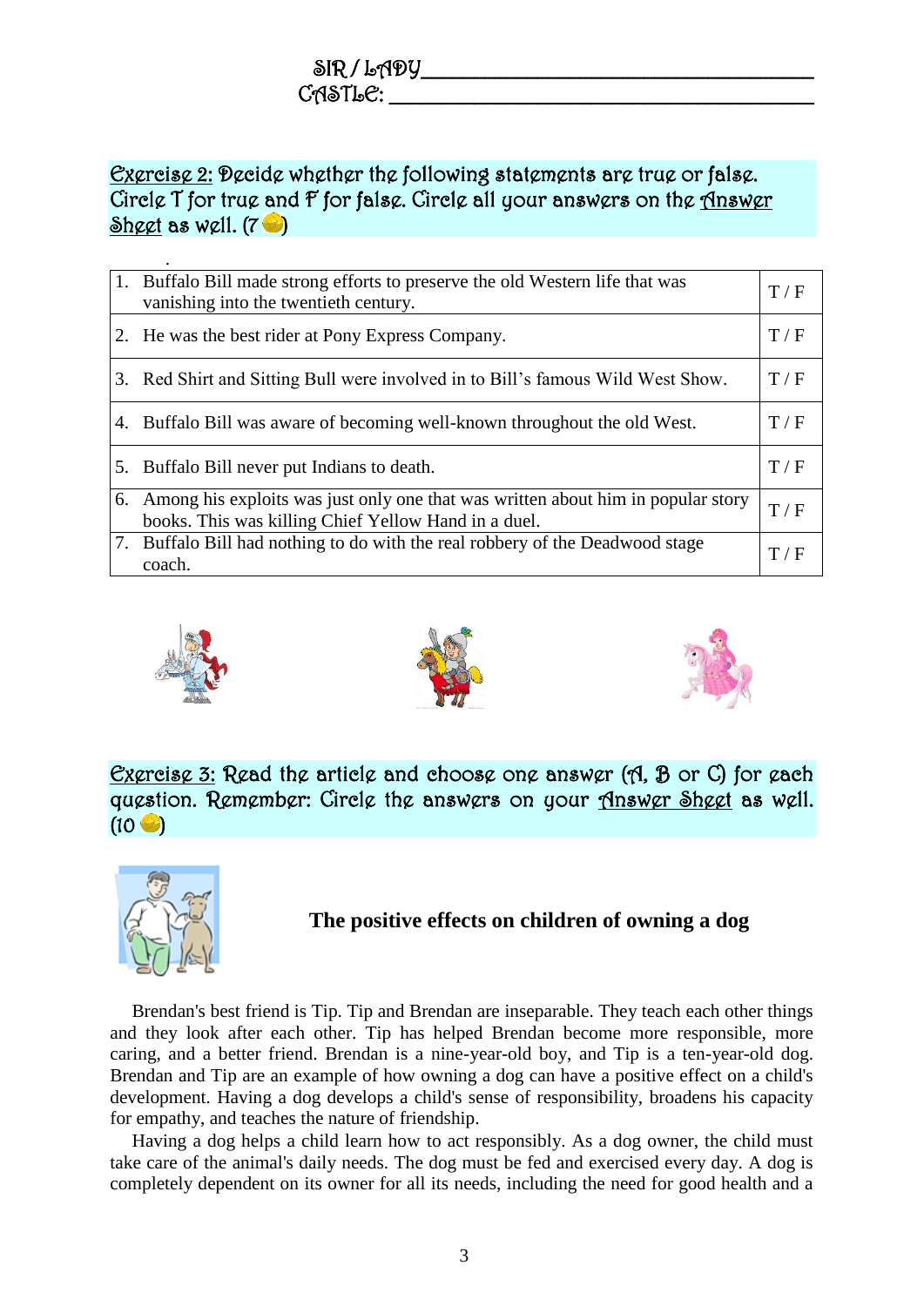SIR / LADY_______________________________

CASTLE: _______________________________

**Exercise 2:** Decide whether the following statements are true or false. Circle T for true and F for false. Circle all your answers on the Answer Sheet as well. (7)

| | |
|---|---|
| 1. Buffalo Bill made strong efforts to preserve the old Western life that was vanishing into the twentieth century. | T / F |
| 2. He was the best rider at Pony Express Company. | T / F |
| 3. Red Shirt and Sitting Bull were involved in to Bill's famous Wild West Show. | T / F |
| 4. Buffalo Bill was aware of becoming well-known throughout the old West. | T / F |
| 5. Buffalo Bill never put Indians to death. | T / F |
| 6. Among his exploits was just only one that was written about him in popular story books. This was killing Chief Yellow Hand in a duel. | T / F |
| 7. Buffalo Bill had nothing to do with the real robbery of the Deadwood stage coach. | T / F |

**Exercise 3:** Read the article and choose one answer (A, B or C) for each question. Remember: Circle the answers on your Answer Sheet as well. (10)

## The positive effects on children of owning a dog

Brendan's best friend is Tip. Tip and Brendan are inseparable. They teach each other things and they look after each other. Tip has helped Brendan become more responsible, more caring, and a better friend. Brendan is a nine-year-old boy, and Tip is a ten-year-old dog. Brendan and Tip are an example of how owning a dog can have a positive effect on a child's development. Having a dog develops a child's sense of responsibility, broadens his capacity for empathy, and teaches the nature of friendship.

Having a dog helps a child learn how to act responsibly. As a dog owner, the child must take care of the animal's daily needs. The dog must be fed and exercised every day. A dog is completely dependent on its owner for all its needs, including the need for good health and a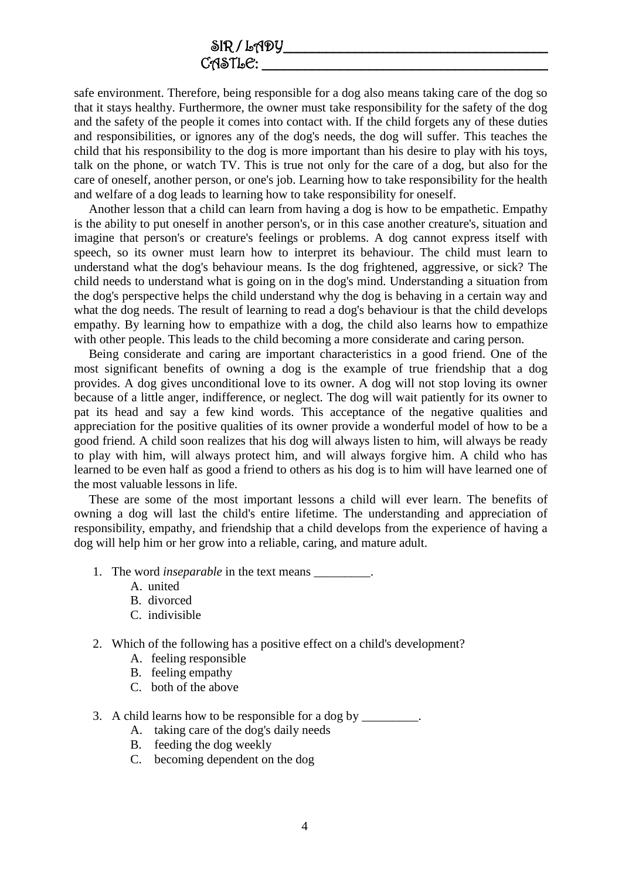SIR / LADY_______________________________
CASTLE: _________________________________

safe environment. Therefore, being responsible for a dog also means taking care of the dog so that it stays healthy. Furthermore, the owner must take responsibility for the safety of the dog and the safety of the people it comes into contact with. If the child forgets any of these duties and responsibilities, or ignores any of the dog's needs, the dog will suffer. This teaches the child that his responsibility to the dog is more important than his desire to play with his toys, talk on the phone, or watch TV. This is true not only for the care of a dog, but also for the care of oneself, another person, or one's job. Learning how to take responsibility for the health and welfare of a dog leads to learning how to take responsibility for oneself.

Another lesson that a child can learn from having a dog is how to be empathetic. Empathy is the ability to put oneself in another person's, or in this case another creature's, situation and imagine that person's or creature's feelings or problems. A dog cannot express itself with speech, so its owner must learn how to interpret its behaviour. The child must learn to understand what the dog's behaviour means. Is the dog frightened, aggressive, or sick? The child needs to understand what is going on in the dog's mind. Understanding a situation from the dog's perspective helps the child understand why the dog is behaving in a certain way and what the dog needs. The result of learning to read a dog's behaviour is that the child develops empathy. By learning how to empathize with a dog, the child also learns how to empathize with other people. This leads to the child becoming a more considerate and caring person.

Being considerate and caring are important characteristics in a good friend. One of the most significant benefits of owning a dog is the example of true friendship that a dog provides. A dog gives unconditional love to its owner. A dog will not stop loving its owner because of a little anger, indifference, or neglect. The dog will wait patiently for its owner to pat its head and say a few kind words. This acceptance of the negative qualities and appreciation for the positive qualities of its owner provide a wonderful model of how to be a good friend. A child soon realizes that his dog will always listen to him, will always be ready to play with him, will always protect him, and will always forgive him. A child who has learned to be even half as good a friend to others as his dog is to him will have learned one of the most valuable lessons in life.

These are some of the most important lessons a child will ever learn. The benefits of owning a dog will last the child's entire lifetime. The understanding and appreciation of responsibility, empathy, and friendship that a child develops from the experience of having a dog will help him or her grow into a reliable, caring, and mature adult.

1. The word *inseparable* in the text means _________.
   A. united
   B. divorced
   C. indivisible

2. Which of the following has a positive effect on a child's development?
   A. feeling responsible
   B. feeling empathy
   C. both of the above

3. A child learns how to be responsible for a dog by _________.
   A. taking care of the dog's daily needs
   B. feeding the dog weekly
   C. becoming dependent on the dog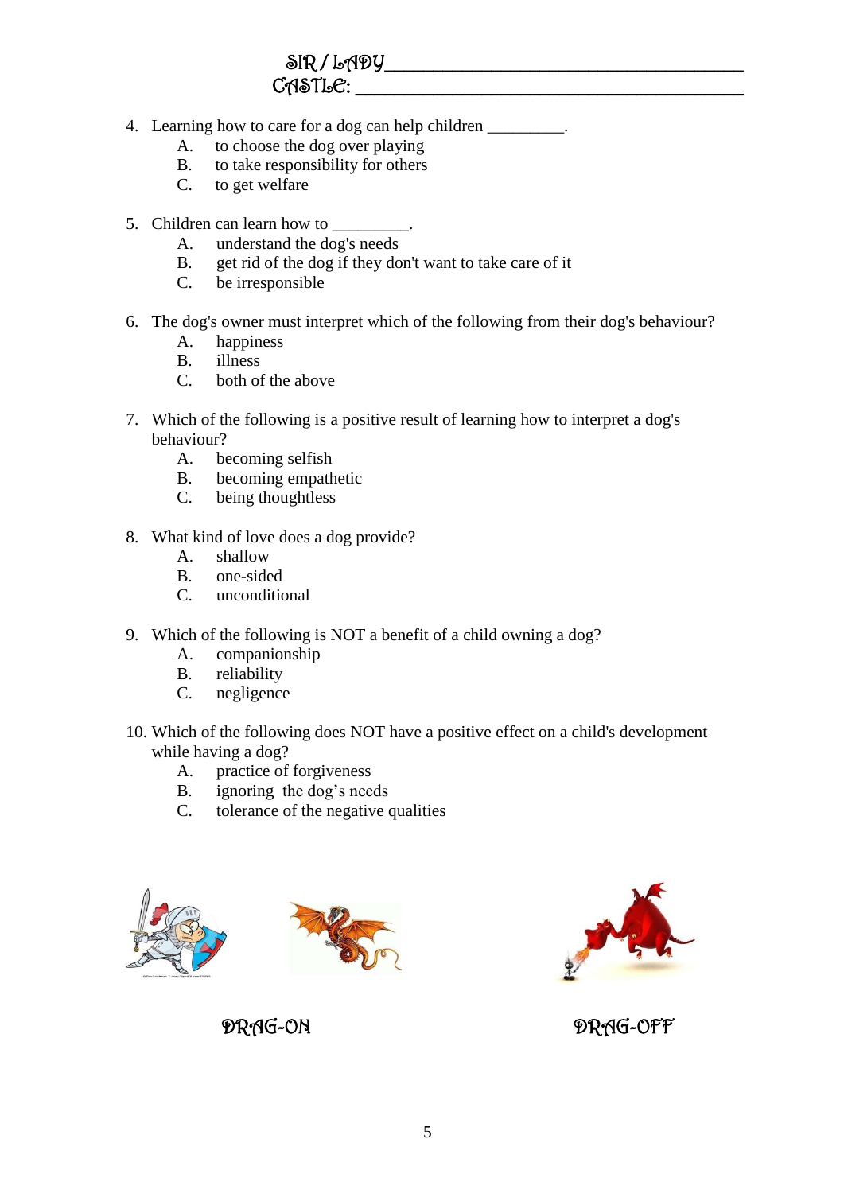SIR / LADY_______________________________________

CASTLE: _________________________________________

4. Learning how to care for a dog can help children _________.
   A. to choose the dog over playing
   B. to take responsibility for others
   C. to get welfare

5. Children can learn how to _________.
   A. understand the dog's needs
   B. get rid of the dog if they don't want to take care of it
   C. be irresponsible

6. The dog's owner must interpret which of the following from their dog's behaviour?
   A. happiness
   B. illness
   C. both of the above

7. Which of the following is a positive result of learning how to interpret a dog's behaviour?
   A. becoming selfish
   B. becoming empathetic
   C. being thoughtless

8. What kind of love does a dog provide?
   A. shallow
   B. one-sided
   C. unconditional

9. Which of the following is NOT a benefit of a child owning a dog?
   A. companionship
   B. reliability
   C. negligence

10. Which of the following does NOT have a positive effect on a child's development while having a dog?
    A. practice of forgiveness
    B. ignoring the dog's needs
    C. tolerance of the negative qualities

DRAG-ON DRAG-OFF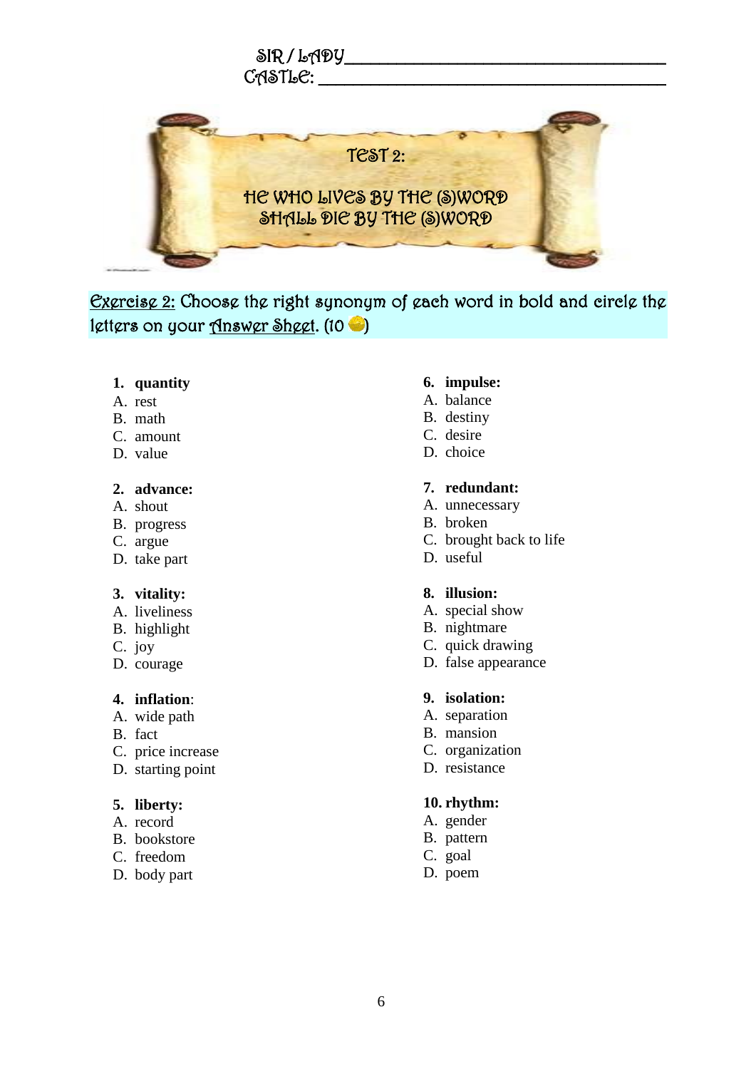SIR / LADY______________________________

CASTLE: ______________________________

# TEST 2:

## HE WHO LIVES BY THE (S)WORD SHALL DIE BY THE (S)WORD

Exercise 2: Choose the right synonym of each word in bold and circle the letters on your Answer Sheet. (10 )

**1. quantity**
A. rest
B. math
C. amount
D. value

**2. advance:**
A. shout
B. progress
C. argue
D. take part

**3. vitality:**
A. liveliness
B. highlight
C. joy
D. courage

**4. inflation**:
A. wide path
B. fact
C. price increase
D. starting point

**5. liberty:**
A. record
B. bookstore
C. freedom
D. body part

**6. impulse:**
A. balance
B. destiny
C. desire
D. choice

**7. redundant:**
A. unnecessary
B. broken
C. brought back to life
D. useful

**8. illusion:**
A. special show
B. nightmare
C. quick drawing
D. false appearance

**9. isolation:**
A. separation
B. mansion
C. organization
D. resistance

**10. rhythm:**
A. gender
B. pattern
C. goal
D. poem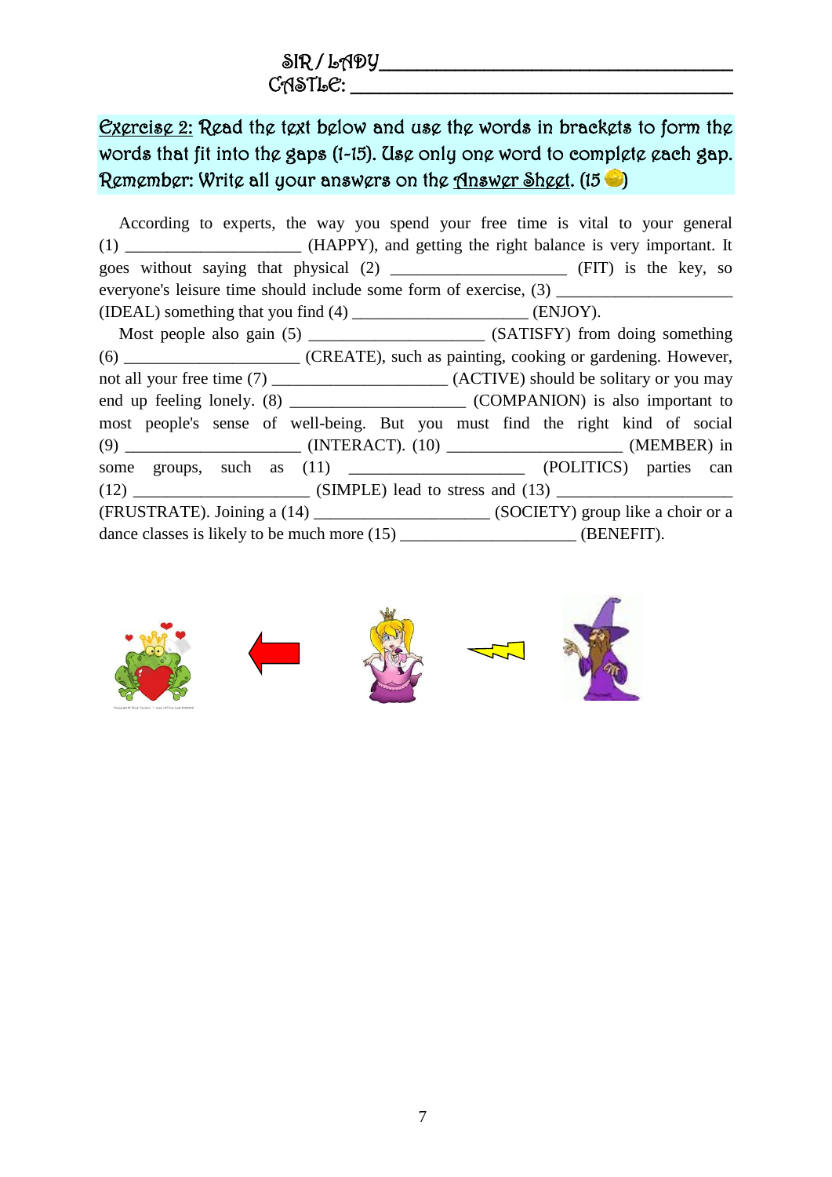SIR / LADY ____________________________________

CASTLE: ____________________________________

**Exercise 2:** Read the text below and use the words in brackets to form the words that fit into the gaps (1-15). Use only one word to complete each gap. Remember: Write all your answers on the Answer Sheet. (15 )

According to experts, the way you spend your free time is vital to your general (1) ____________________ (HAPPY), and getting the right balance is very important. It goes without saying that physical (2) ____________________ (FIT) is the key, so everyone's leisure time should include some form of exercise, (3) ____________________ (IDEAL) something that you find (4) ____________________ (ENJOY).

Most people also gain (5) ____________________ (SATISFY) from doing something (6) ____________________ (CREATE), such as painting, cooking or gardening. However, not all your free time (7) ____________________ (ACTIVE) should be solitary or you may end up feeling lonely. (8) ____________________ (COMPANION) is also important to most people's sense of well-being. But you must find the right kind of social (9) ____________________ (INTERACT). (10) ____________________ (MEMBER) in some groups, such as (11) ____________________ (POLITICS) parties can (12) ____________________ (SIMPLE) lead to stress and (13) ____________________ (FRUSTRATE). Joining a (14) ____________________ (SOCIETY) group like a choir or a dance classes is likely to be much more (15) ____________________ (BENEFIT).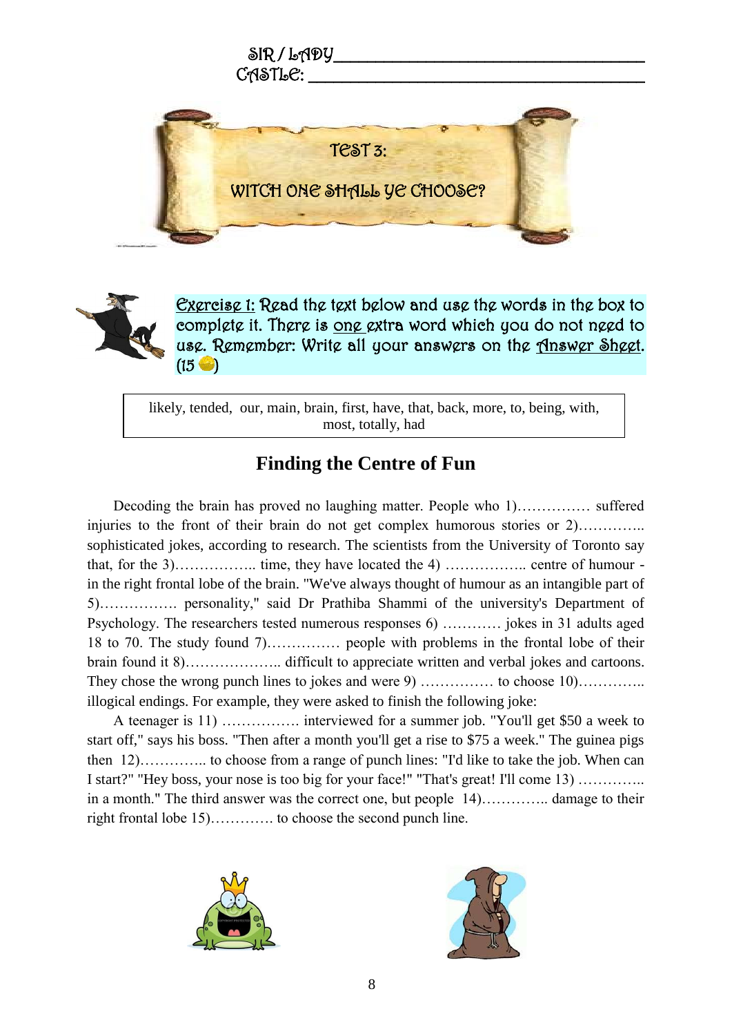SIR / LADY\_\_\_\_\_\_\_\_\_\_\_\_\_\_\_\_\_\_\_\_\_\_\_\_\_\_\_\_\_\_\_\_\_\_\_\_

CASTLE: \_\_\_\_\_\_\_\_\_\_\_\_\_\_\_\_\_\_\_\_\_\_\_\_\_\_\_\_\_\_\_\_\_\_\_\_

# TEST 3:

## WITCH ONE SHALL YE CHOOSE?

Exercise 1: Read the text below and use the words in the box to complete it. There is one extra word which you do not need to use. Remember: Write all your answers on the Answer Sheet. (15)

| likely, tended, our, main, brain, first, have, that, back, more, to, being, with, most, totally, had |
|---|

## Finding the Centre of Fun

Decoding the brain has proved no laughing matter. People who 1)…………… suffered injuries to the front of their brain do not get complex humorous stories or 2)………….. sophisticated jokes, according to research. The scientists from the University of Toronto say that, for the 3)…………….. time, they have located the 4) …………….. centre of humour - in the right frontal lobe of the brain. "We've always thought of humour as an intangible part of 5)……………. personality," said Dr Prathiba Shammi of the university's Department of Psychology. The researchers tested numerous responses 6) ………… jokes in 31 adults aged 18 to 70. The study found 7)…………… people with problems in the frontal lobe of their brain found it 8)……………….. difficult to appreciate written and verbal jokes and cartoons. They chose the wrong punch lines to jokes and were 9) …………… to choose 10)………….. illogical endings. For example, they were asked to finish the following joke:

A teenager is 11) ……………. interviewed for a summer job. "You'll get $50 a week to start off," says his boss. "Then after a month you'll get a rise to $75 a week." The guinea pigs then 12)………….. to choose from a range of punch lines: "I'd like to take the job. When can I start?" "Hey boss, your nose is too big for your face!" "That's great! I'll come 13) ………….. in a month." The third answer was the correct one, but people 14)………….. damage to their right frontal lobe 15)…………. to choose the second punch line.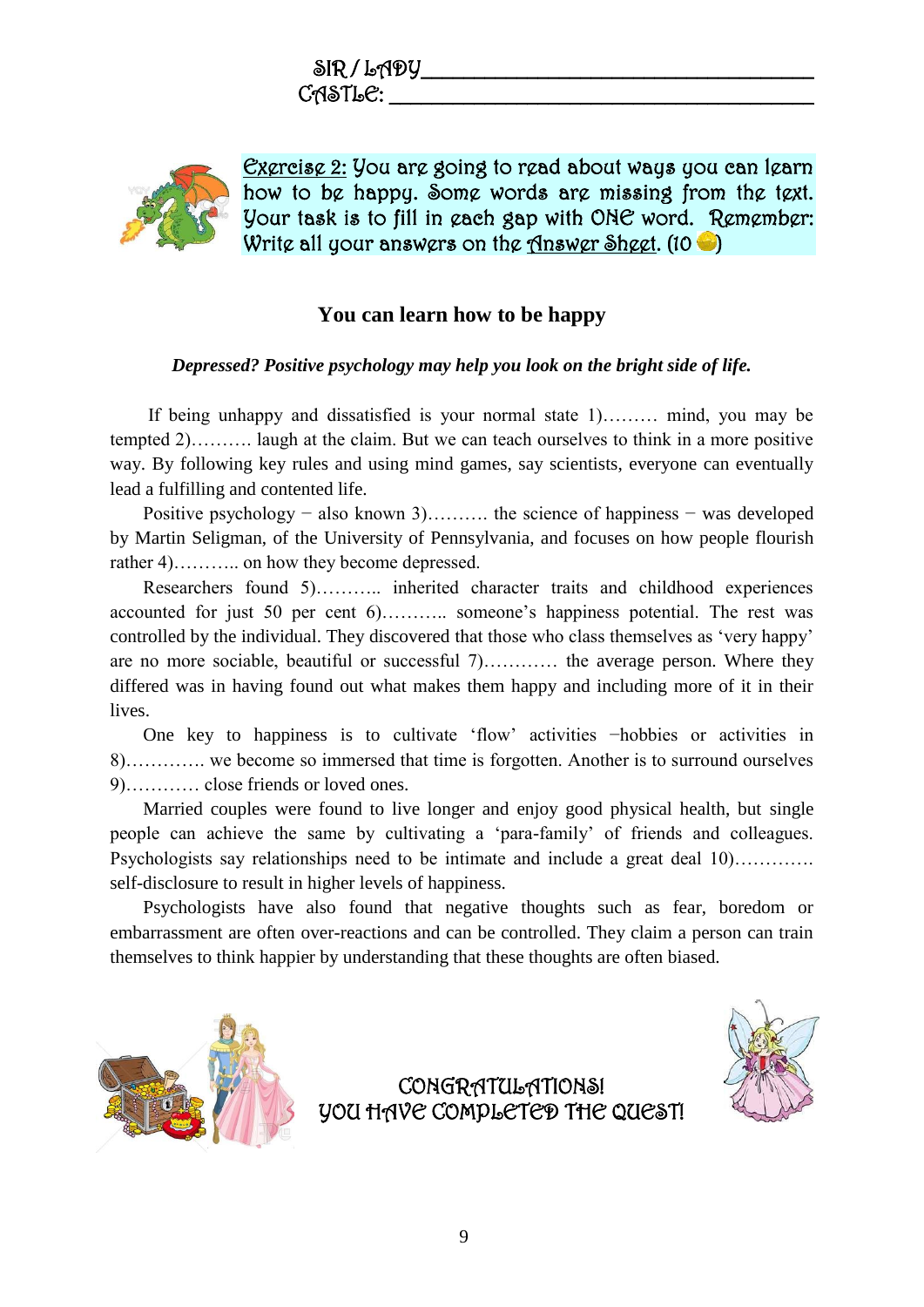SIR / LADY_______________________________________

CASTLE: _________________________________________

Exercise 2: You are going to read about ways you can learn how to be happy. Some words are missing from the text. Your task is to fill in each gap with ONE word. Remember: Write all your answers on the Answer Sheet. (10 )

### You can learn how to be happy

***Depressed? Positive psychology may help you look on the bright side of life.***

If being unhappy and dissatisfied is your normal state 1)……… mind, you may be tempted 2)………. laugh at the claim. But we can teach ourselves to think in a more positive way. By following key rules and using mind games, say scientists, everyone can eventually lead a fulfilling and contented life.

Positive psychology − also known 3)………. the science of happiness − was developed by Martin Seligman, of the University of Pennsylvania, and focuses on how people flourish rather 4)……….. on how they become depressed.

Researchers found 5)……….. inherited character traits and childhood experiences accounted for just 50 per cent 6)……….. someone's happiness potential. The rest was controlled by the individual. They discovered that those who class themselves as 'very happy' are no more sociable, beautiful or successful 7)………… the average person. Where they differed was in having found out what makes them happy and including more of it in their lives.

One key to happiness is to cultivate 'flow' activities −hobbies or activities in 8)…………. we become so immersed that time is forgotten. Another is to surround ourselves 9)………… close friends or loved ones.

Married couples were found to live longer and enjoy good physical health, but single people can achieve the same by cultivating a 'para-family' of friends and colleagues. Psychologists say relationships need to be intimate and include a great deal 10)…………. self-disclosure to result in higher levels of happiness.

Psychologists have also found that negative thoughts such as fear, boredom or embarrassment are often over-reactions and can be controlled. They claim a person can train themselves to think happier by understanding that these thoughts are often biased.

CONGRATULATIONS!
YOU HAVE COMPLETED THE QUEST!